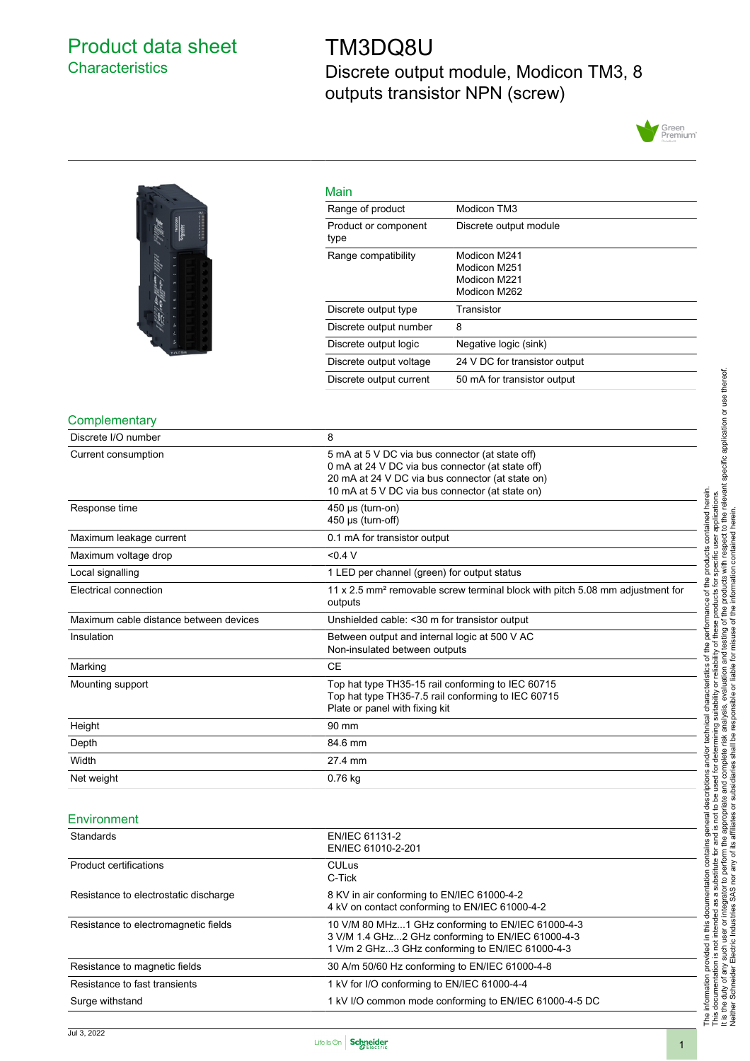# Product data sheet

## Characteristics

# TM3DQ8U

## Discrete output module, Modicon TM3, 8 outputs transistor NPN (screw)

### Main

| | |
|---|---|
| Range of product | Modicon TM3 |
| Product or component type | Discrete output module |
| Range compatibility | Modicon M241<br>Modicon M251<br>Modicon M221<br>Modicon M262 |
| Discrete output type | Transistor |
| Discrete output number | 8 |
| Discrete output logic | Negative logic (sink) |
| Discrete output voltage | 24 V DC for transistor output |
| Discrete output current | 50 mA for transistor output |

### Complementary

| | |
|---|---|
| Discrete I/O number | 8 |
| Current consumption | 5 mA at 5 V DC via bus connector (at state off)<br>0 mA at 24 V DC via bus connector (at state off)<br>20 mA at 24 V DC via bus connector (at state on)<br>10 mA at 5 V DC via bus connector (at state on) |
| Response time | 450 µs (turn-on)<br>450 µs (turn-off) |
| Maximum leakage current | 0.1 mA for transistor output |
| Maximum voltage drop | <0.4 V |
| Local signalling | 1 LED per channel (green) for output status |
| Electrical connection | 11 x 2.5 mm² removable screw terminal block with pitch 5.08 mm adjustment for outputs |
| Maximum cable distance between devices | Unshielded cable: <30 m for transistor output |
| Insulation | Between output and internal logic at 500 V AC<br>Non-insulated between outputs |
| Marking | CE |
| Mounting support | Top hat type TH35-15 rail conforming to IEC 60715<br>Top hat type TH35-7.5 rail conforming to IEC 60715<br>Plate or panel with fixing kit |
| Height | 90 mm |
| Depth | 84.6 mm |
| Width | 27.4 mm |
| Net weight | 0.76 kg |

### Environment

| | |
|---|---|
| Standards | EN/IEC 61131-2<br>EN/IEC 61010-2-201 |
| Product certifications | CULus<br>C-Tick |
| Resistance to electrostatic discharge | 8 KV in air conforming to EN/IEC 61000-4-2<br>4 kV on contact conforming to EN/IEC 61000-4-2 |
| Resistance to electromagnetic fields | 10 V/M 80 MHz...1 GHz conforming to EN/IEC 61000-4-3<br>3 V/M 1.4 GHz...2 GHz conforming to EN/IEC 61000-4-3<br>1 V/m 2 GHz...3 GHz conforming to EN/IEC 61000-4-3 |
| Resistance to magnetic fields | 30 A/m 50/60 Hz conforming to EN/IEC 61000-4-8 |
| Resistance to fast transients | 1 kV for I/O conforming to EN/IEC 61000-4-4 |
| Surge withstand | 1 kV I/O common mode conforming to EN/IEC 61000-4-5 DC |

Jul 3, 2022

The information provided in this documentation contains general descriptions and/or technical characteristics of the performance of the products contained herein. This documentation is not intended as a substitute for and is not to be used for determining suitability or reliability of these products for specific user applications. It is the duty of any such user or integrator to perform the appropriate and complete risk analysis, evaluation and testing of the products with respect to the relevant specific application or use thereof. Neither Schneider Electric Industries SAS nor any of its affiliates or subsidiaries shall be responsible or liable for misuse of the information contained herein.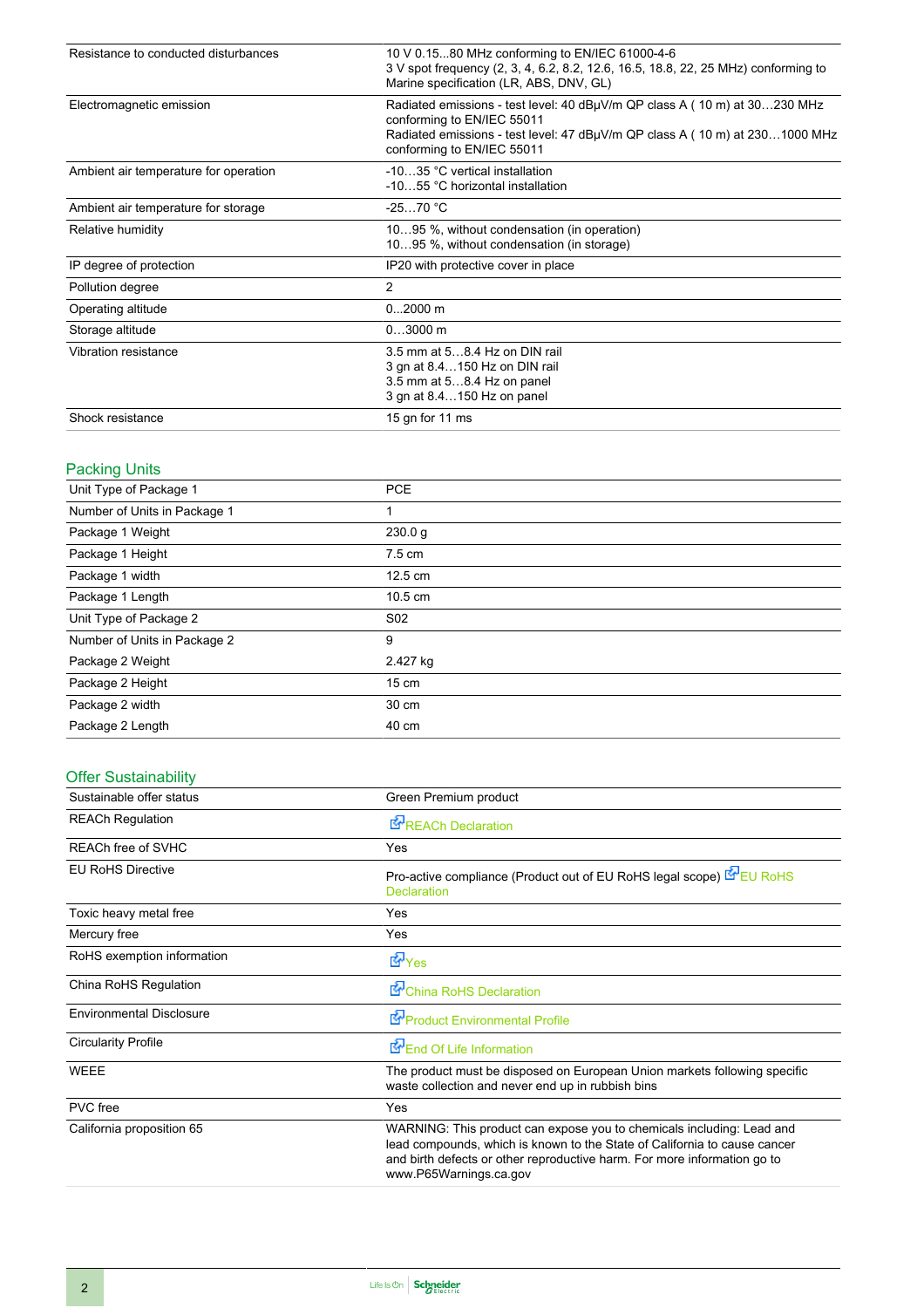| | |
|---|---|
| Resistance to conducted disturbances | 10 V 0.15...80 MHz conforming to EN/IEC 61000-4-6<br>3 V spot frequency (2, 3, 4, 6.2, 8.2, 12.6, 16.5, 18.8, 22, 25 MHz) conforming to Marine specification (LR, ABS, DNV, GL) |
| Electromagnetic emission | Radiated emissions - test level: 40 dBµV/m QP class A ( 10 m) at 30…230 MHz conforming to EN/IEC 55011<br>Radiated emissions - test level: 47 dBµV/m QP class A ( 10 m) at 230…1000 MHz conforming to EN/IEC 55011 |
| Ambient air temperature for operation | -10…35 °C vertical installation<br>-10…55 °C horizontal installation |
| Ambient air temperature for storage | -25…70 °C |
| Relative humidity | 10…95 %, without condensation (in operation)<br>10…95 %, without condensation (in storage) |
| IP degree of protection | IP20 with protective cover in place |
| Pollution degree | 2 |
| Operating altitude | 0...2000 m |
| Storage altitude | 0…3000 m |
| Vibration resistance | 3.5 mm at 5…8.4 Hz on DIN rail<br>3 gn at 8.4…150 Hz on DIN rail<br>3.5 mm at 5…8.4 Hz on panel<br>3 gn at 8.4…150 Hz on panel |
| Shock resistance | 15 gn for 11 ms |

## Packing Units

| | |
|---|---|
| Unit Type of Package 1 | PCE |
| Number of Units in Package 1 | 1 |
| Package 1 Weight | 230.0 g |
| Package 1 Height | 7.5 cm |
| Package 1 width | 12.5 cm |
| Package 1 Length | 10.5 cm |
| Unit Type of Package 2 | S02 |
| Number of Units in Package 2 | 9 |
| Package 2 Weight | 2.427 kg |
| Package 2 Height | 15 cm |
| Package 2 width | 30 cm |
| Package 2 Length | 40 cm |

## Offer Sustainability

| | |
|---|---|
| Sustainable offer status | Green Premium product |
| REACh Regulation | REACh Declaration |
| REACh free of SVHC | Yes |
| EU RoHS Directive | Pro-active compliance (Product out of EU RoHS legal scope) EU RoHS Declaration |
| Toxic heavy metal free | Yes |
| Mercury free | Yes |
| RoHS exemption information | Yes |
| China RoHS Regulation | China RoHS Declaration |
| Environmental Disclosure | Product Environmental Profile |
| Circularity Profile | End Of Life Information |
| WEEE | The product must be disposed on European Union markets following specific waste collection and never end up in rubbish bins |
| PVC free | Yes |
| California proposition 65 | WARNING: This product can expose you to chemicals including: Lead and lead compounds, which is known to the State of California to cause cancer and birth defects or other reproductive harm. For more information go to www.P65Warnings.ca.gov |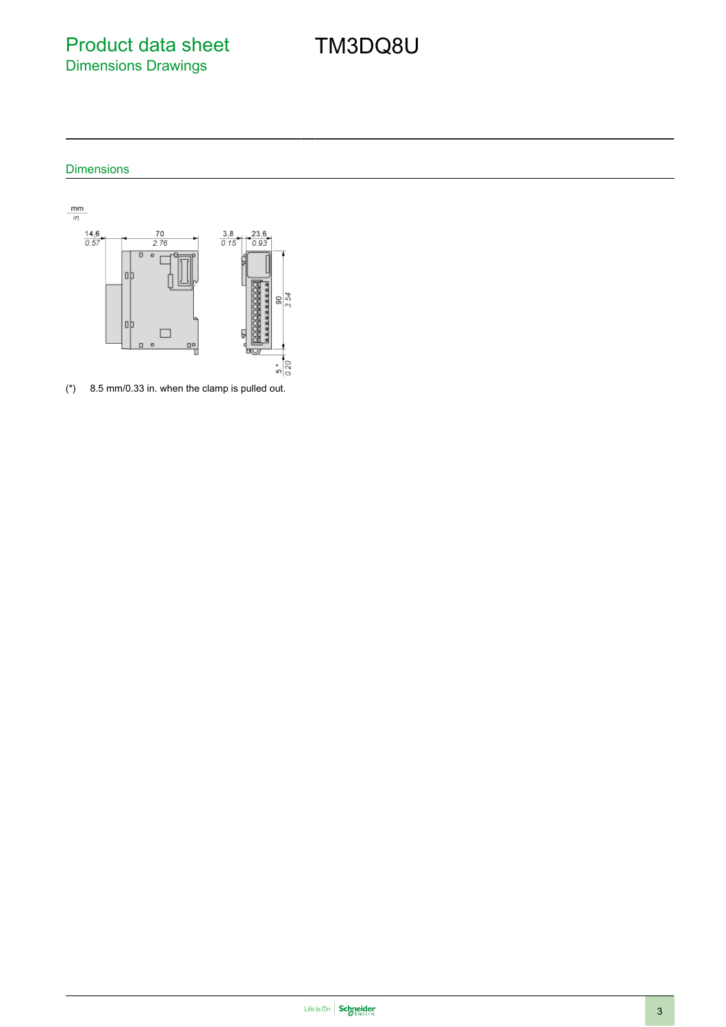# Product data sheet
## Dimensions Drawings

TM3DQ8U

### Dimensions

mm
in.

14,6
0.57

70
2.76

3,8
0.15

23,6
0.93

90
3.54

5 *
0.20

(*) 8.5 mm/0.33 in. when the clamp is pulled out.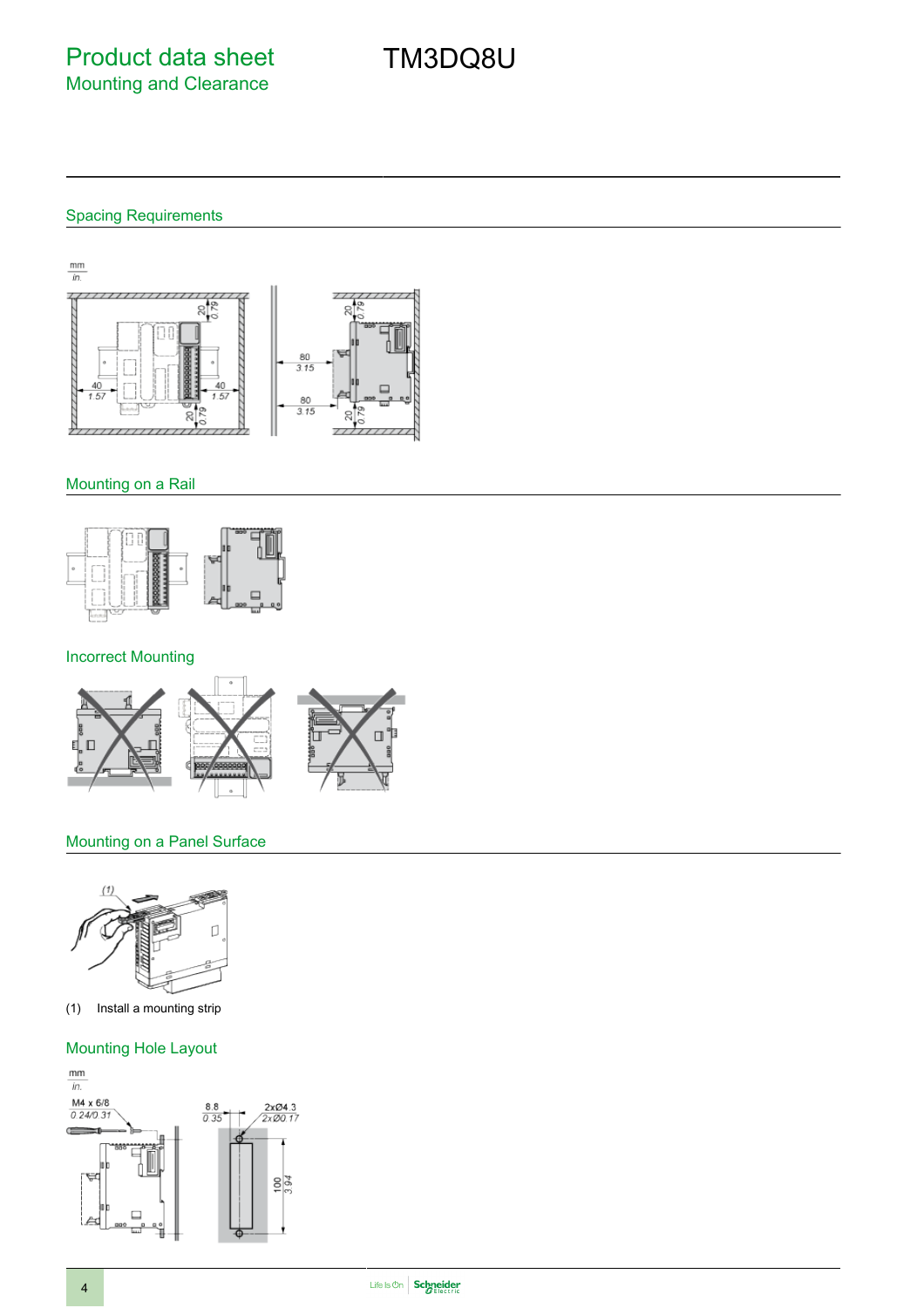Product data sheet
Mounting and Clearance

# TM3DQ8U

## Spacing Requirements

mm
in.

20
0.79

40
1.57

40
1.57

20
0.79

80
3.15

80
3.15

20
0.79

20
0.79

## Mounting on a Rail

## Incorrect Mounting

## Mounting on a Panel Surface

(1)

(1) Install a mounting strip

## Mounting Hole Layout

mm
in.

M4 x 6/8
0.24/0.31

8.8
0.35

2xØ4.3
2xØ0.17

100
3.94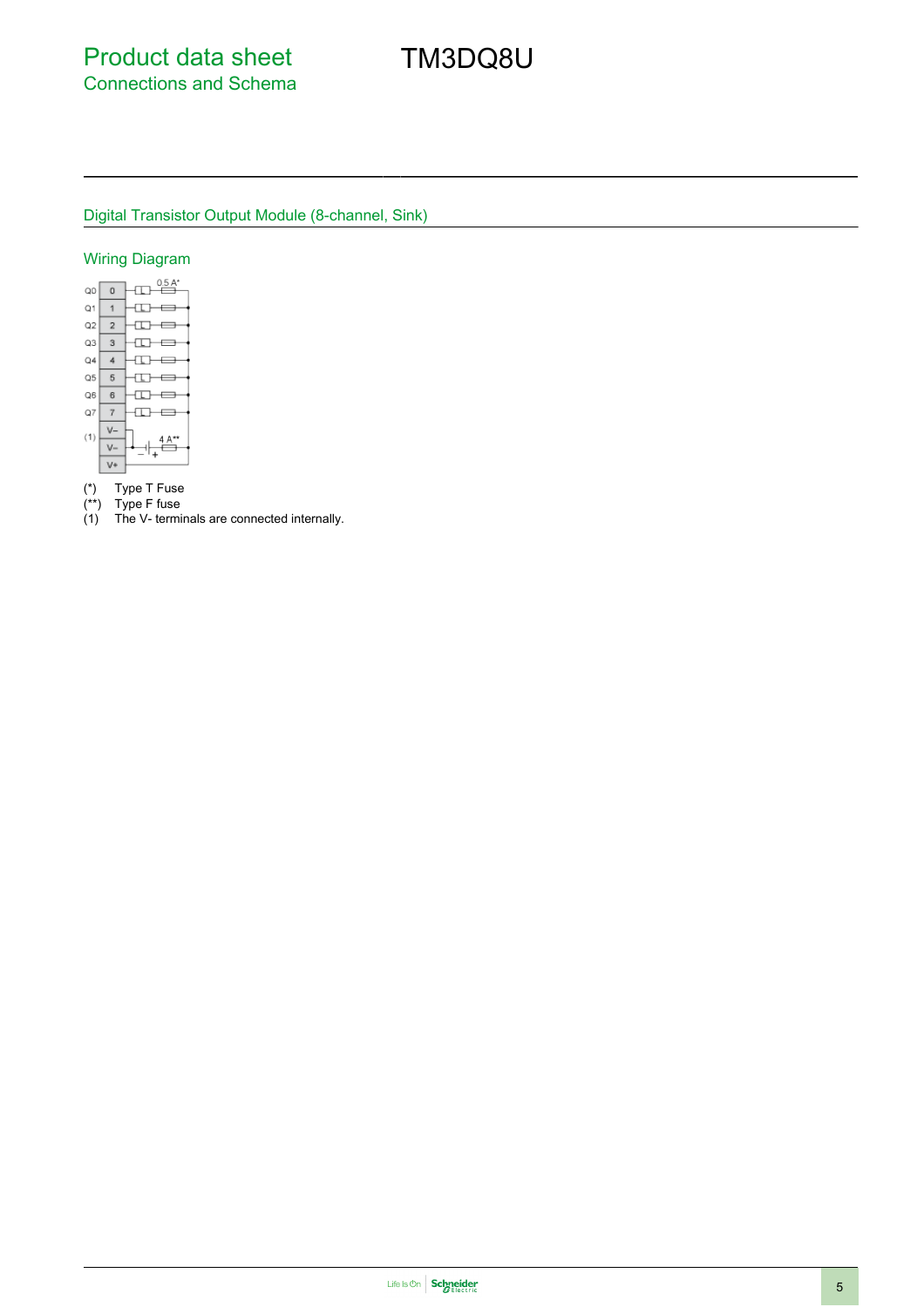# Product data sheet
## Connections and Schema

# TM3DQ8U

### Digital Transistor Output Module (8-channel, Sink)

### Wiring Diagram

Q0 0
Q1 1
Q2 2
Q3 3
Q4 4
Q5 5
Q6 6
Q7 7
(1) V–
V–
V+
0.5 A*
4 A**
– +

(*) Type T Fuse
(**) Type F fuse
(1) The V- terminals are connected internally.